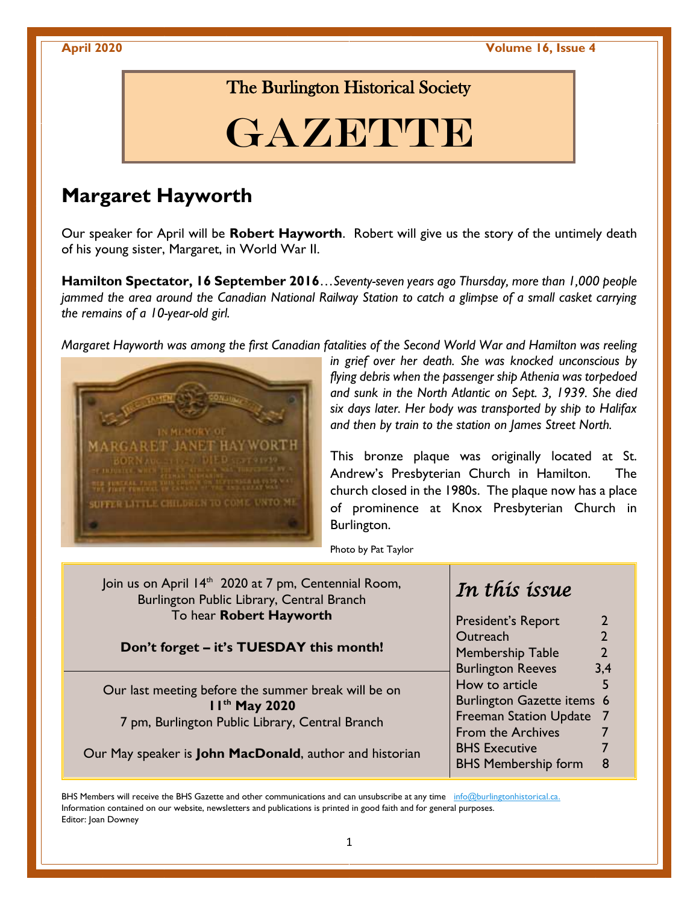The Burlington Historical Society

# GAZETTE

## Margaret Hayworth

Our speaker for April will be **Robert Hayworth**. Robert will give us the story of the untimely death of his young sister, Margaret, in World War II.

**Hamilton Spectator, 16 September 2016**…*Seventy-seven years ago Thursday, more than 1,000 people jammed the area around the Canadian National Railway Station to catch a glimpse of a small casket carrying the remains of a 10-year-old girl.*

*Margaret Hayworth was among the first Canadian fatalities of the Second World War and Hamilton was reeling in grief over her death. She was knocked unconscious by flying debris when the passenger ship Athenia was torpedoed and sunk in the North Atlantic on Sept. 3, 1939. She died six days later. Her body was transported by ship to Halifax and then by train to the station on James Street North.*

This bronze plaque was originally located at St. Andrew's Presbyterian Church in Hamilton. The church closed in the 1980s. The plaque now has a place of prominence at Knox Presbyterian Church in Burlington.

Photo by Pat Taylor

Join us on April 14th 2020 at 7 pm, Centennial Room, Burlington Public Library, Central Branch
To hear **Robert Hayworth**

**Don't forget – it's TUESDAY this month!**

Our last meeting before the summer break will be on **11th May 2020**
7 pm, Burlington Public Library, Central Branch

Our May speaker is **John MacDonald**, author and historian

### *In this issue*

| | |
|---|---|
| President's Report | 2 |
| Outreach | 2 |
| Membership Table | 2 |
| Burlington Reeves | 3,4 |
| How to article | 5 |
| Burlington Gazette items | 6 |
| Freeman Station Update | 7 |
| From the Archives | 7 |
| BHS Executive | 7 |
| BHS Membership form | 8 |

BHS Members will receive the BHS Gazette and other communications and can unsubscribe at any time info@burlingtonhistorical.ca.
Information contained on our website, newsletters and publications is printed in good faith and for general purposes.
Editor: Joan Downey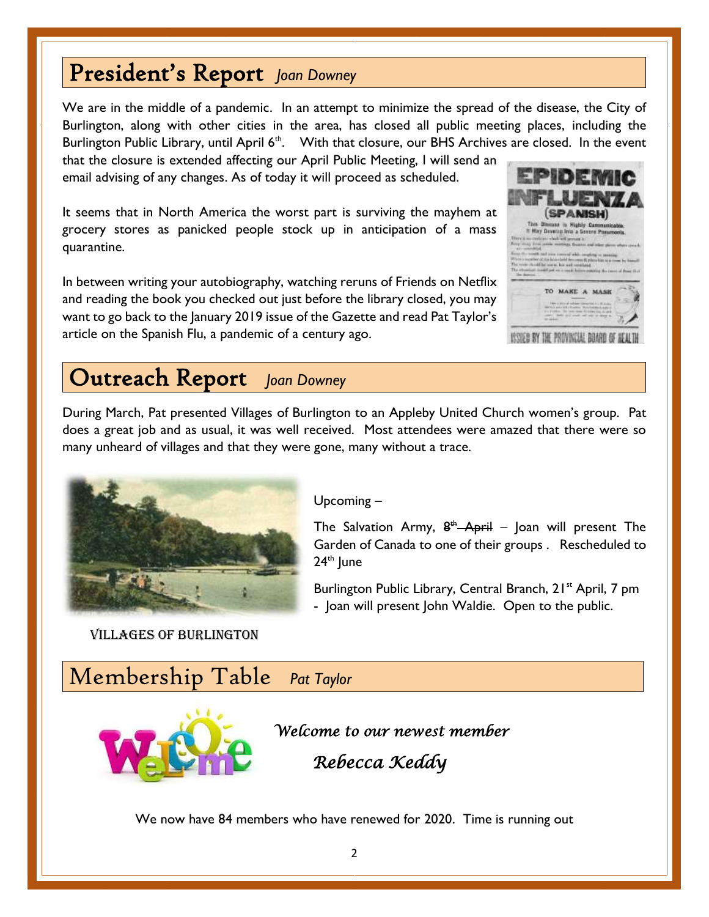## President's Report *Joan Downey*

We are in the middle of a pandemic. In an attempt to minimize the spread of the disease, the City of Burlington, along with other cities in the area, has closed all public meeting places, including the Burlington Public Library, until April 6th. With that closure, our BHS Archives are closed. In the event that the closure is extended affecting our April Public Meeting, I will send an email advising of any changes. As of today it will proceed as scheduled.

It seems that in North America the worst part is surviving the mayhem at grocery stores as panicked people stock up in anticipation of a mass quarantine.

In between writing your autobiography, watching reruns of Friends on Netflix and reading the book you checked out just before the library closed, you may want to go back to the January 2019 issue of the Gazette and read Pat Taylor's article on the Spanish Flu, a pandemic of a century ago.

## Outreach Report *Joan Downey*

During March, Pat presented Villages of Burlington to an Appleby United Church women's group. Pat does a great job and as usual, it was well received. Most attendees were amazed that there were so many unheard of villages and that they were gone, many without a trace.

VILLAGES OF BURLINGTON

Upcoming –

The Salvation Army, ~~8th April~~ – Joan will present The Garden of Canada to one of their groups . Rescheduled to 24th June

Burlington Public Library, Central Branch, 21st April, 7 pm - Joan will present John Waldie. Open to the public.

## Membership Table *Pat Taylor*

*Welcome to our newest member*

*Rebecca Keddy*

We now have 84 members who have renewed for 2020. Time is running out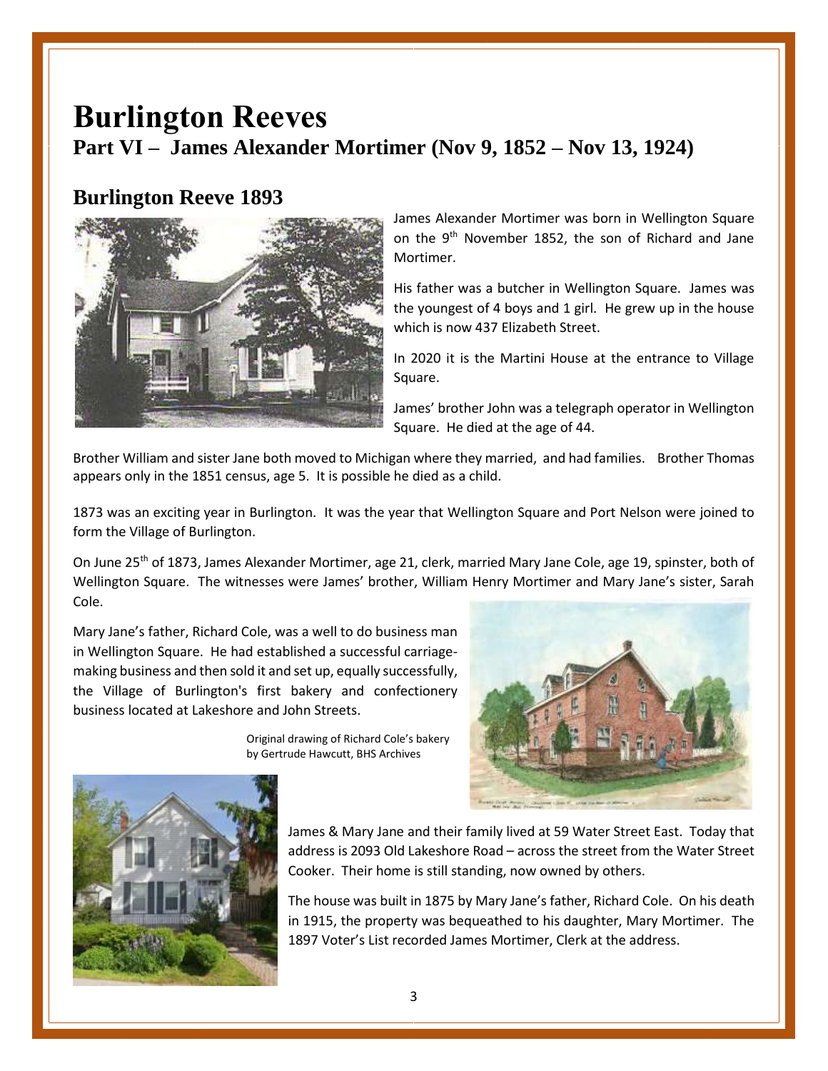# Burlington Reeves

## Part VI – James Alexander Mortimer (Nov 9, 1852 – Nov 13, 1924)

### Burlington Reeve 1893

James Alexander Mortimer was born in Wellington Square on the 9th November 1852, the son of Richard and Jane Mortimer.

His father was a butcher in Wellington Square. James was the youngest of 4 boys and 1 girl. He grew up in the house which is now 437 Elizabeth Street.

In 2020 it is the Martini House at the entrance to Village Square.

James' brother John was a telegraph operator in Wellington Square. He died at the age of 44.

Brother William and sister Jane both moved to Michigan where they married, and had families. Brother Thomas appears only in the 1851 census, age 5. It is possible he died as a child.

1873 was an exciting year in Burlington. It was the year that Wellington Square and Port Nelson were joined to form the Village of Burlington.

On June 25th of 1873, James Alexander Mortimer, age 21, clerk, married Mary Jane Cole, age 19, spinster, both of Wellington Square. The witnesses were James' brother, William Henry Mortimer and Mary Jane's sister, Sarah Cole.

Mary Jane's father, Richard Cole, was a well to do business man in Wellington Square. He had established a successful carriage-making business and then sold it and set up, equally successfully, the Village of Burlington's first bakery and confectionery business located at Lakeshore and John Streets.

Original drawing of Richard Cole's bakery by Gertrude Hawcutt, BHS Archives

James & Mary Jane and their family lived at 59 Water Street East. Today that address is 2093 Old Lakeshore Road – across the street from the Water Street Cooker. Their home is still standing, now owned by others.

The house was built in 1875 by Mary Jane's father, Richard Cole. On his death in 1915, the property was bequeathed to his daughter, Mary Mortimer. The 1897 Voter's List recorded James Mortimer, Clerk at the address.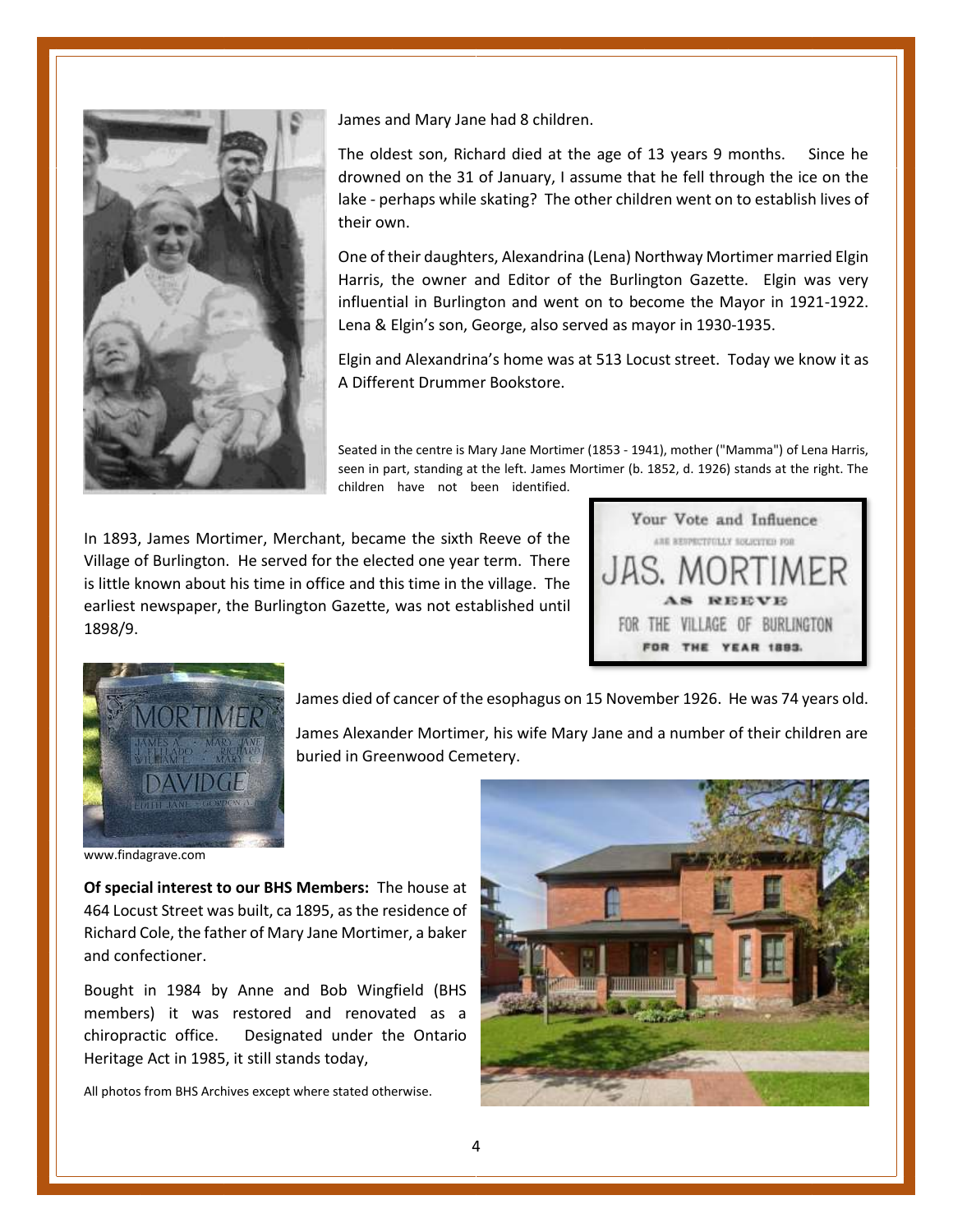James and Mary Jane had 8 children.

The oldest son, Richard died at the age of 13 years 9 months. Since he drowned on the 31 of January, I assume that he fell through the ice on the lake - perhaps while skating? The other children went on to establish lives of their own.

One of their daughters, Alexandrina (Lena) Northway Mortimer married Elgin Harris, the owner and Editor of the Burlington Gazette. Elgin was very influential in Burlington and went on to become the Mayor in 1921-1922. Lena & Elgin's son, George, also served as mayor in 1930-1935.

Elgin and Alexandrina's home was at 513 Locust street. Today we know it as A Different Drummer Bookstore.

Seated in the centre is Mary Jane Mortimer (1853 - 1941), mother ("Mamma") of Lena Harris, seen in part, standing at the left. James Mortimer (b. 1852, d. 1926) stands at the right. The children have not been identified.

In 1893, James Mortimer, Merchant, became the sixth Reeve of the Village of Burlington. He served for the elected one year term. There is little known about his time in office and this time in the village. The earliest newspaper, the Burlington Gazette, was not established until 1898/9.

Your Vote and Influence
ARE RESPECTFULLY SOLICITED FOR
JAS. MORTIMER
AS REEVE
FOR THE VILLAGE OF BURLINGTON
FOR THE YEAR 1893.

James died of cancer of the esophagus on 15 November 1926. He was 74 years old.

James Alexander Mortimer, his wife Mary Jane and a number of their children are buried in Greenwood Cemetery.

www.findagrave.com

**Of special interest to our BHS Members:** The house at 464 Locust Street was built, ca 1895, as the residence of Richard Cole, the father of Mary Jane Mortimer, a baker and confectioner.

Bought in 1984 by Anne and Bob Wingfield (BHS members) it was restored and renovated as a chiropractic office. Designated under the Ontario Heritage Act in 1985, it still stands today,

All photos from BHS Archives except where stated otherwise.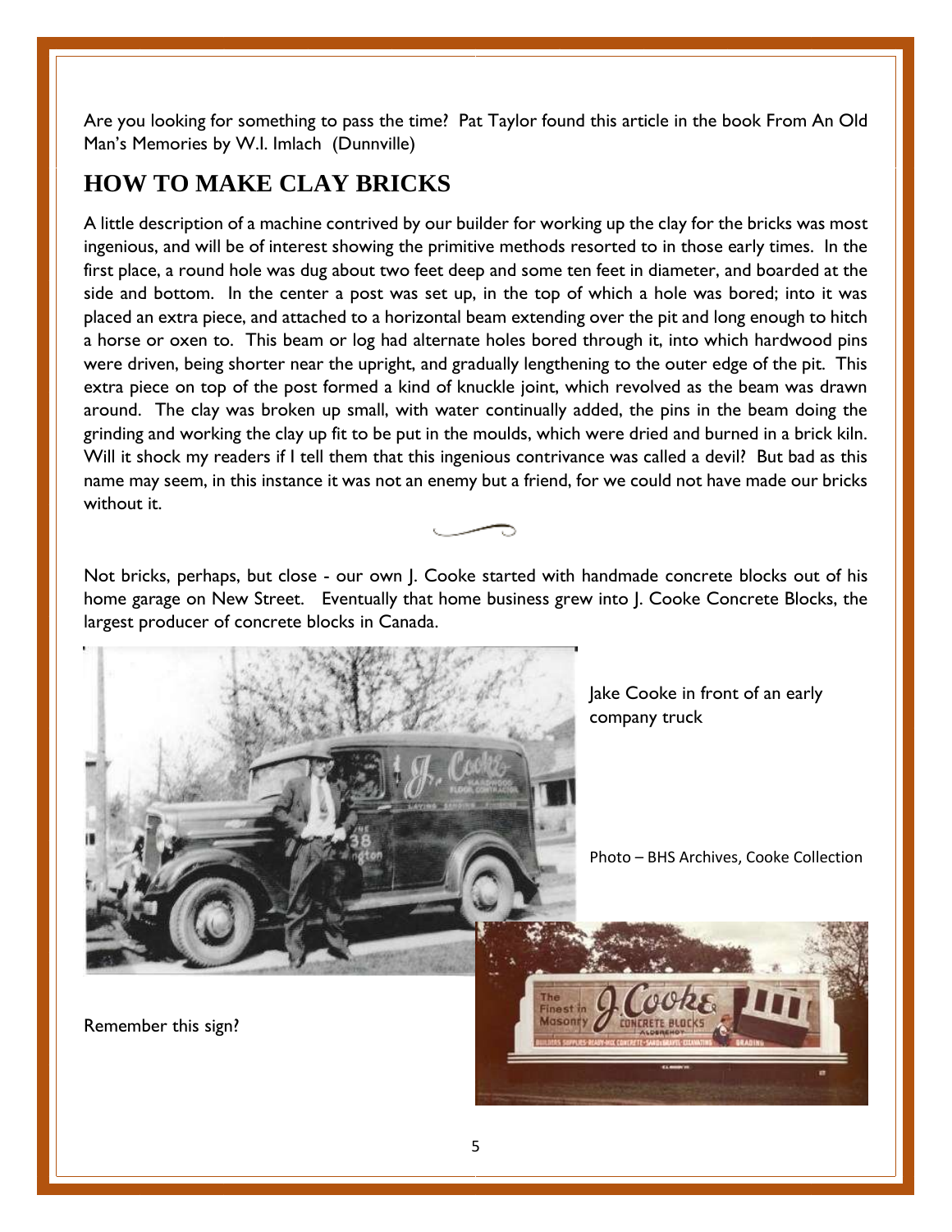Are you looking for something to pass the time? Pat Taylor found this article in the book From An Old Man's Memories by W.I. Imlach (Dunnville)

## HOW TO MAKE CLAY BRICKS

A little description of a machine contrived by our builder for working up the clay for the bricks was most ingenious, and will be of interest showing the primitive methods resorted to in those early times. In the first place, a round hole was dug about two feet deep and some ten feet in diameter, and boarded at the side and bottom. In the center a post was set up, in the top of which a hole was bored; into it was placed an extra piece, and attached to a horizontal beam extending over the pit and long enough to hitch a horse or oxen to. This beam or log had alternate holes bored through it, into which hardwood pins were driven, being shorter near the upright, and gradually lengthening to the outer edge of the pit. This extra piece on top of the post formed a kind of knuckle joint, which revolved as the beam was drawn around. The clay was broken up small, with water continually added, the pins in the beam doing the grinding and working the clay up fit to be put in the moulds, which were dried and burned in a brick kiln. Will it shock my readers if I tell them that this ingenious contrivance was called a devil? But bad as this name may seem, in this instance it was not an enemy but a friend, for we could not have made our bricks without it.

Not bricks, perhaps, but close - our own J. Cooke started with handmade concrete blocks out of his home garage on New Street. Eventually that home business grew into J. Cooke Concrete Blocks, the largest producer of concrete blocks in Canada.

Jake Cooke in front of an early company truck

Photo – BHS Archives, Cooke Collection

Remember this sign?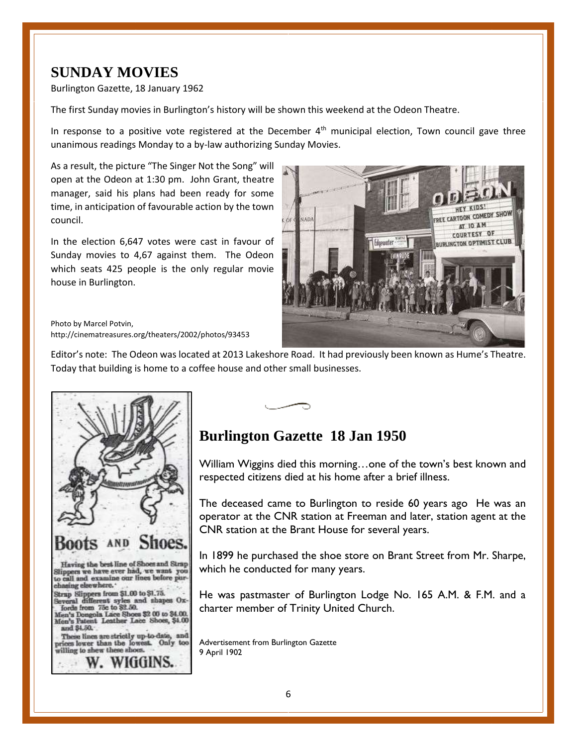## SUNDAY MOVIES

Burlington Gazette, 18 January 1962

The first Sunday movies in Burlington's history will be shown this weekend at the Odeon Theatre.

In response to a positive vote registered at the December 4th municipal election, Town council gave three unanimous readings Monday to a by-law authorizing Sunday Movies.

As a result, the picture "The Singer Not the Song" will open at the Odeon at 1:30 pm. John Grant, theatre manager, said his plans had been ready for some time, in anticipation of favourable action by the town council.

In the election 6,647 votes were cast in favour of Sunday movies to 4,67 against them. The Odeon which seats 425 people is the only regular movie house in Burlington.

Photo by Marcel Potvin,
http://cinematreasures.org/theaters/2002/photos/93453

Editor's note: The Odeon was located at 2013 Lakeshore Road. It had previously been known as Hume's Theatre. Today that building is home to a coffee house and other small businesses.

## Burlington Gazette 18 Jan 1950

William Wiggins died this morning…one of the town's best known and respected citizens died at his home after a brief illness.

The deceased came to Burlington to reside 60 years ago He was an operator at the CNR station at Freeman and later, station agent at the CNR station at the Brant House for several years.

In 1899 he purchased the shoe store on Brant Street from Mr. Sharpe, which he conducted for many years.

He was pastmaster of Burlington Lodge No. 165 A.M. & F.M. and a charter member of Trinity United Church.

**Boots AND Shoes.**

Having the best line of Shoes and Strap Slippers we have ever had, we want you to call and examine our lines before purchasing elsewhere.

Strap Slippers from $1.00 to $1.75.
Several different syles and shapes Oxfords from 75c to $2.50.
Men's Dongola Lace Shoes $2 00 to $4.00.
Men's Patent Leather Lace Shoes, $4.00 and $4.50.

These lines are strictly up-to-date, and prices lower than the lowest. Only too willing to shew these shoes.

**W. WIGGINS.**

Advertisement from Burlington Gazette
9 April 1902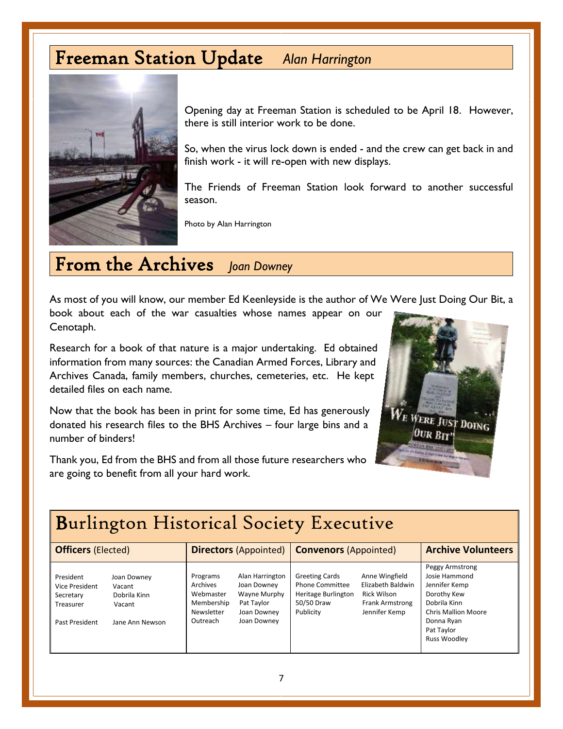## Freeman Station Update *Alan Harrington*

Opening day at Freeman Station is scheduled to be April 18. However, there is still interior work to be done.

So, when the virus lock down is ended - and the crew can get back in and finish work - it will re-open with new displays.

The Friends of Freeman Station look forward to another successful season.

Photo by Alan Harrington

## From the Archives *Joan Downey*

As most of you will know, our member Ed Keenleyside is the author of We Were Just Doing Our Bit, a book about each of the war casualties whose names appear on our Cenotaph.

Research for a book of that nature is a major undertaking. Ed obtained information from many sources: the Canadian Armed Forces, Library and Archives Canada, family members, churches, cemeteries, etc. He kept detailed files on each name.

Now that the book has been in print for some time, Ed has generously donated his research files to the BHS Archives – four large bins and a number of binders!

Thank you, Ed from the BHS and from all those future researchers who are going to benefit from all your hard work.

## Burlington Historical Society Executive

| **Officers** (Elected) | | **Directors** (Appointed) | | **Convenors** (Appointed) | | **Archive Volunteers** |
|---|---|---|---|---|---|---|
| President | Joan Downey | Programs | Alan Harrington | Greeting Cards | Anne Wingfield | Peggy Armstrong |
| Vice President | Vacant | Archives | Joan Downey | Phone Committee | Elizabeth Baldwin | Josie Hammond |
| Secretary | Dobrila Kinn | Webmaster | Wayne Murphy | Heritage Burlington | Rick Wilson | Jennifer Kemp |
| Treasurer | Vacant | Membership | Pat Taylor | 50/50 Draw | Frank Armstrong | Dorothy Kew |
| | | Newsletter | Joan Downey | Publicity | Jennifer Kemp | Dobrila Kinn |
| Past President | Jane Ann Newson | Outreach | Joan Downey | | | Chris Mallion Moore |
| | | | | | | Donna Ryan |
| | | | | | | Pat Taylor |
| | | | | | | Russ Woodley |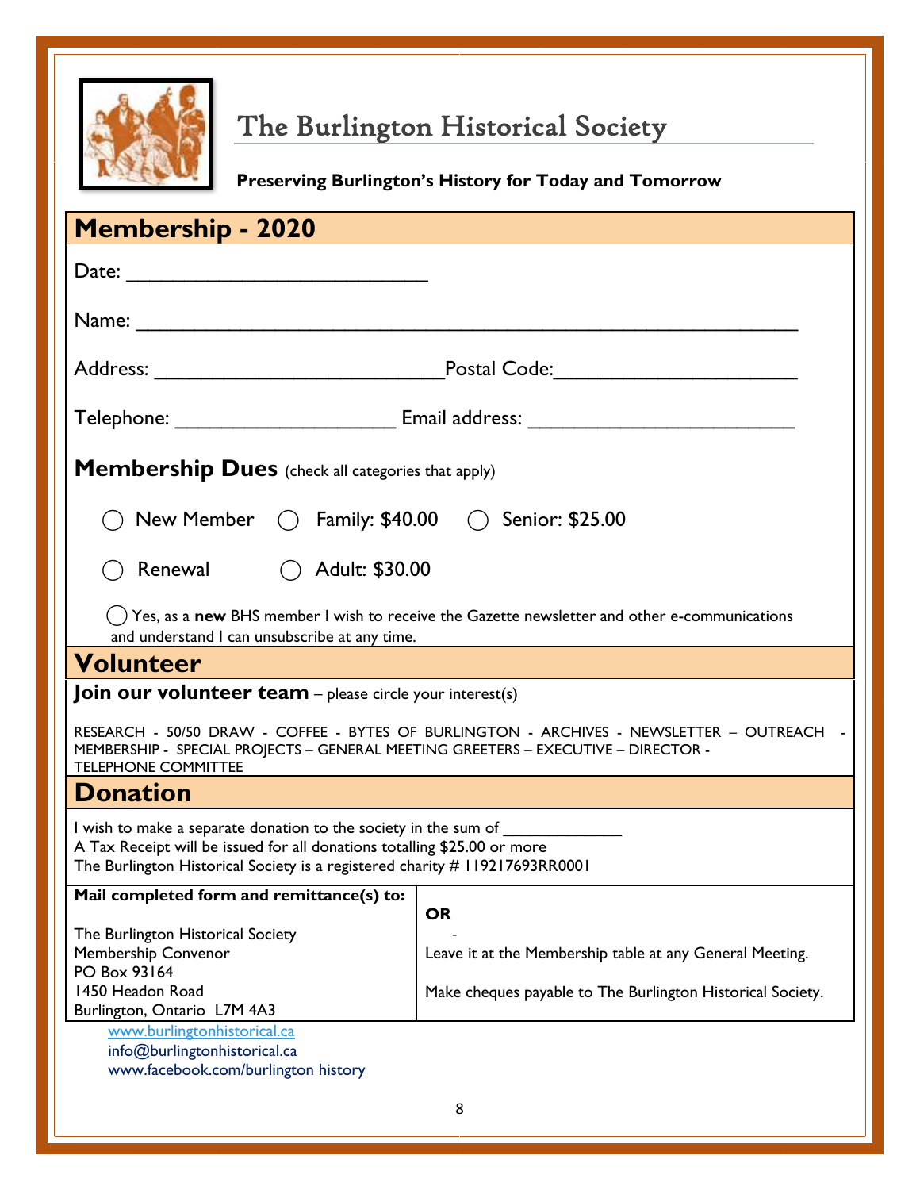# The Burlington Historical Society

**Preserving Burlington's History for Today and Tomorrow**

## Membership - 2020

Date: ___________________________

Name: ____________________________________________________________

Address: ___________________________Postal Code:______________________

Telephone: ____________________ Email address: ________________________

### Membership Dues (check all categories that apply)

◯ New Member ◯ Family: $40.00 ◯ Senior: $25.00

◯ Renewal ◯ Adult: $30.00

◯ Yes, as a **new** BHS member I wish to receive the Gazette newsletter and other e-communications and understand I can unsubscribe at any time.

## Volunteer

**Join our volunteer team** – please circle your interest(s)

RESEARCH - 50/50 DRAW - COFFEE - BYTES OF BURLINGTON - ARCHIVES - NEWSLETTER – OUTREACH - MEMBERSHIP - SPECIAL PROJECTS – GENERAL MEETING GREETERS – EXECUTIVE – DIRECTOR - TELEPHONE COMMITTEE

## Donation

I wish to make a separate donation to the society in the sum of _____________
A Tax Receipt will be issued for all donations totalling $25.00 or more
The Burlington Historical Society is a registered charity # 119217693RR0001

**Mail completed form and remittance(s) to:**

The Burlington Historical Society
Membership Convenor
PO Box 93164
1450 Headon Road
Burlington, Ontario L7M 4A3

**OR**

Leave it at the Membership table at any General Meeting.

Make cheques payable to The Burlington Historical Society.

www.burlingtonhistorical.ca
info@burlingtonhistorical.ca
www.facebook.com/burlington history